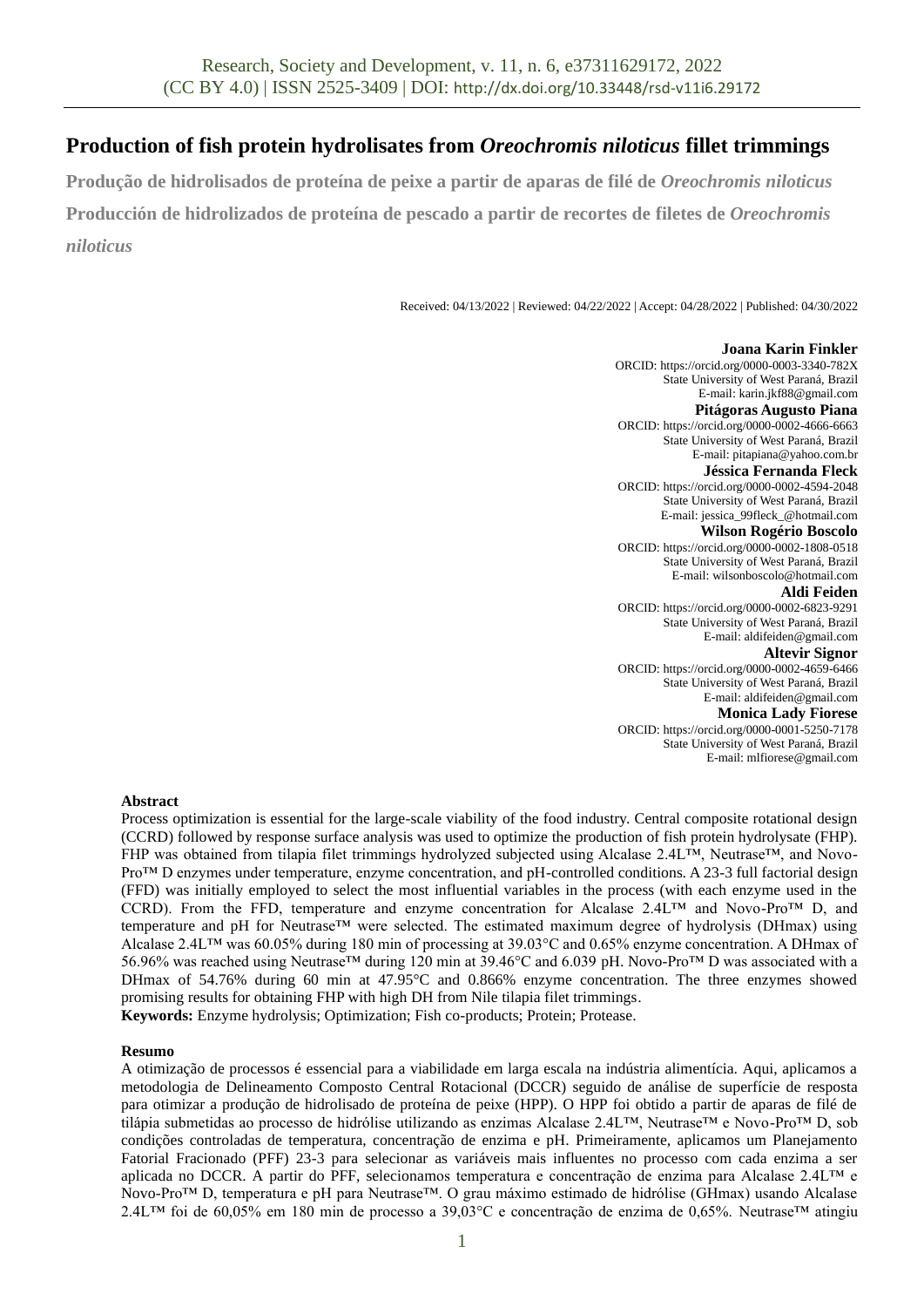# Production of fish protein hydrolisates from *Oreochromis niloticus* fillet trimmings

**Produção de hidrolisados de proteína de peixe a partir de aparas de filé de *Oreochromis niloticus***

**Producción de hidrolizados de proteína de pescado a partir de recortes de filetes de *Oreochromis niloticus***

Received: 04/13/2022 | Reviewed: 04/22/2022 | Accept: 04/28/2022 | Published: 04/30/2022

**Joana Karin Finkler**
ORCID: https://orcid.org/0000-0003-3340-782X
State University of West Paraná, Brazil
E-mail: karin.jkf88@gmail.com

**Pitágoras Augusto Piana**
ORCID: https://orcid.org/0000-0002-4666-6663
State University of West Paraná, Brazil
E-mail: pitapiana@yahoo.com.br

**Jéssica Fernanda Fleck**
ORCID: https://orcid.org/0000-0002-4594-2048
State University of West Paraná, Brazil
E-mail: jessica_99fleck_@hotmail.com

**Wilson Rogério Boscolo**
ORCID: https://orcid.org/0000-0002-1808-0518
State University of West Paraná, Brazil
E-mail: wilsonboscolo@hotmail.com

**Aldi Feiden**
ORCID: https://orcid.org/0000-0002-6823-9291
State University of West Paraná, Brazil
E-mail: aldifeiden@gmail.com

**Altevir Signor**
ORCID: https://orcid.org/0000-0002-4659-6466
State University of West Paraná, Brazil
E-mail: aldifeiden@gmail.com

**Monica Lady Fiorese**
ORCID: https://orcid.org/0000-0001-5250-7178
State University of West Paraná, Brazil
E-mail: mlfiorese@gmail.com

## Abstract

Process optimization is essential for the large-scale viability of the food industry. Central composite rotational design (CCRD) followed by response surface analysis was used to optimize the production of fish protein hydrolysate (FHP). FHP was obtained from tilapia filet trimmings hydrolyzed subjected using Alcalase 2.4L™, Neutrase™, and Novo-Pro™ D enzymes under temperature, enzyme concentration, and pH-controlled conditions. A 23-3 full factorial design (FFD) was initially employed to select the most influential variables in the process (with each enzyme used in the CCRD). From the FFD, temperature and enzyme concentration for Alcalase 2.4L™ and Novo-Pro™ D, and temperature and pH for Neutrase™ were selected. The estimated maximum degree of hydrolysis (DHmax) using Alcalase 2.4L™ was 60.05% during 180 min of processing at 39.03°C and 0.65% enzyme concentration. A DHmax of 56.96% was reached using Neutrase™ during 120 min at 39.46°C and 6.039 pH. Novo-Pro™ D was associated with a DHmax of 54.76% during 60 min at 47.95°C and 0.866% enzyme concentration. The three enzymes showed promising results for obtaining FHP with high DH from Nile tilapia filet trimmings.

**Keywords:** Enzyme hydrolysis; Optimization; Fish co-products; Protein; Protease.

## Resumo

A otimização de processos é essencial para a viabilidade em larga escala na indústria alimentícia. Aqui, aplicamos a metodologia de Delineamento Composto Central Rotacional (DCCR) seguido de análise de superfície de resposta para otimizar a produção de hidrolisado de proteína de peixe (HPP). O HPP foi obtido a partir de aparas de filé de tilápia submetidas ao processo de hidrólise utilizando as enzimas Alcalase 2.4L™, Neutrase™ e Novo-Pro™ D, sob condições controladas de temperatura, concentração de enzima e pH. Primeiramente, aplicamos um Planejamento Fatorial Fracionado (PFF) 23-3 para selecionar as variáveis mais influentes no processo com cada enzima a ser aplicada no DCCR. A partir do PFF, selecionamos temperatura e concentração de enzima para Alcalase 2.4L™ e Novo-Pro™ D, temperatura e pH para Neutrase™. O grau máximo estimado de hidrólise (GHmax) usando Alcalase 2.4L™ foi de 60,05% em 180 min de processo a 39,03°C e concentração de enzima de 0,65%. Neutrase™ atingiu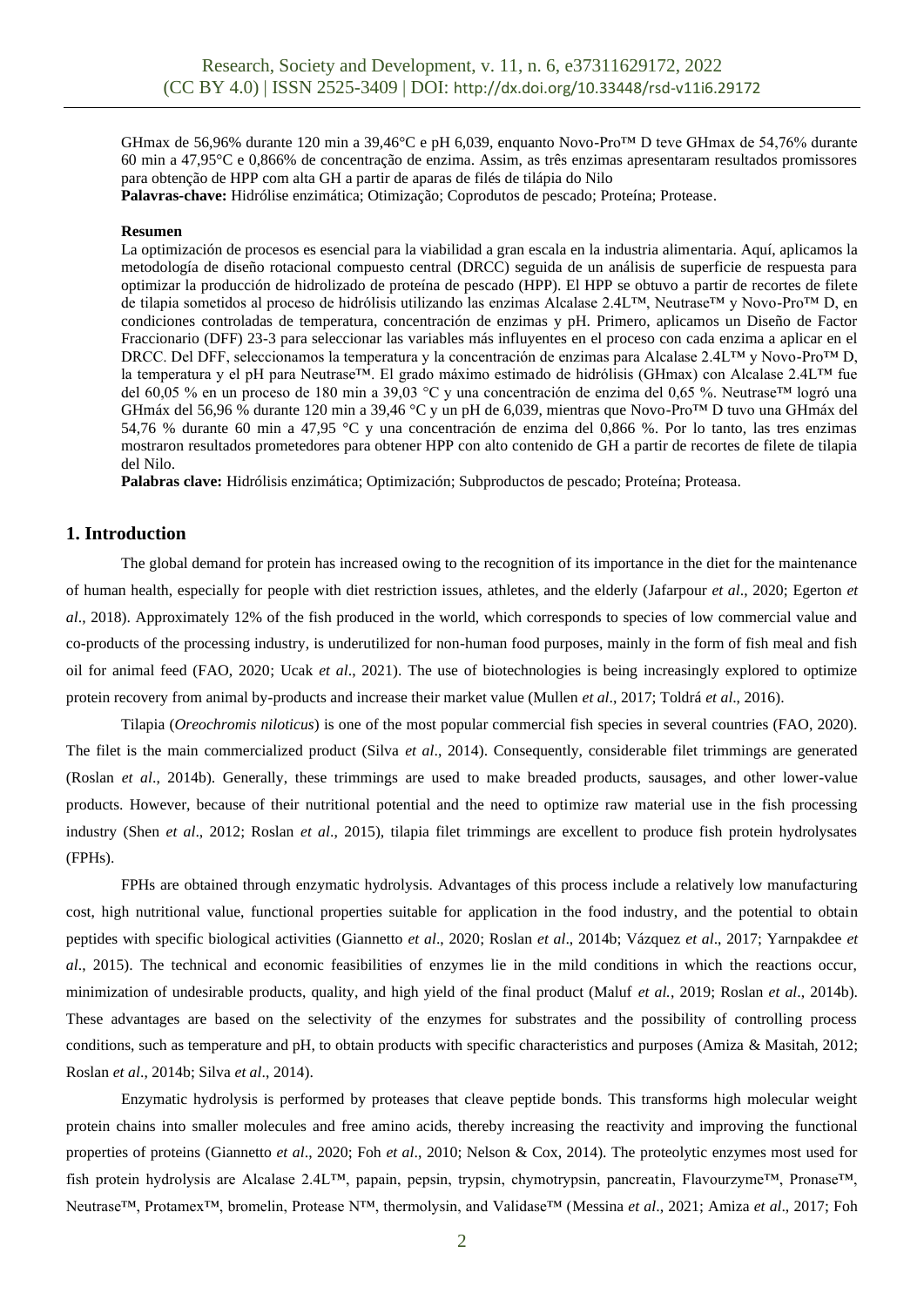GHmax de 56,96% durante 120 min a 39,46°C e pH 6,039, enquanto Novo-Pro™ D teve GHmax de 54,76% durante 60 min a 47,95°C e 0,866% de concentração de enzima. Assim, as três enzimas apresentaram resultados promissores para obtenção de HPP com alta GH a partir de aparas de filés de tilápia do Nilo

**Palavras-chave:** Hidrólise enzimática; Otimização; Coprodutos de pescado; Proteína; Protease.

**Resumen**

La optimización de procesos es esencial para la viabilidad a gran escala en la industria alimentaria. Aquí, aplicamos la metodología de diseño rotacional compuesto central (DRCC) seguida de un análisis de superficie de respuesta para optimizar la producción de hidrolizado de proteína de pescado (HPP). El HPP se obtuvo a partir de recortes de filete de tilapia sometidos al proceso de hidrólisis utilizando las enzimas Alcalase 2.4L™, Neutrase™ y Novo-Pro™ D, en condiciones controladas de temperatura, concentración de enzimas y pH. Primero, aplicamos un Diseño de Factor Fraccionario (DFF) 23-3 para seleccionar las variables más influyentes en el proceso con cada enzima a aplicar en el DRCC. Del DFF, seleccionamos la temperatura y la concentración de enzimas para Alcalase 2.4L™ y Novo-Pro™ D, la temperatura y el pH para Neutrase™. El grado máximo estimado de hidrólisis (GHmax) con Alcalase 2.4L™ fue del 60,05 % en un proceso de 180 min a 39,03 °C y una concentración de enzima del 0,65 %. Neutrase™ logró una GHmáx del 56,96 % durante 120 min a 39,46 °C y un pH de 6,039, mientras que Novo-Pro™ D tuvo una GHmáx del 54,76 % durante 60 min a 47,95 °C y una concentración de enzima del 0,866 %. Por lo tanto, las tres enzimas mostraron resultados prometedores para obtener HPP con alto contenido de GH a partir de recortes de filete de tilapia del Nilo.

**Palabras clave:** Hidrólisis enzimática; Optimización; Subproductos de pescado; Proteína; Proteasa.

## 1. Introduction

The global demand for protein has increased owing to the recognition of its importance in the diet for the maintenance of human health, especially for people with diet restriction issues, athletes, and the elderly (Jafarpour *et al*., 2020; Egerton *et al*., 2018). Approximately 12% of the fish produced in the world, which corresponds to species of low commercial value and co-products of the processing industry, is underutilized for non-human food purposes, mainly in the form of fish meal and fish oil for animal feed (FAO, 2020; Ucak *et al*., 2021). The use of biotechnologies is being increasingly explored to optimize protein recovery from animal by-products and increase their market value (Mullen *et al*., 2017; Toldrá *et al*., 2016).

Tilapia (*Oreochromis niloticus*) is one of the most popular commercial fish species in several countries (FAO, 2020). The filet is the main commercialized product (Silva *et al*., 2014). Consequently, considerable filet trimmings are generated (Roslan *et al*., 2014b). Generally, these trimmings are used to make breaded products, sausages, and other lower-value products. However, because of their nutritional potential and the need to optimize raw material use in the fish processing industry (Shen *et al*., 2012; Roslan *et al*., 2015), tilapia filet trimmings are excellent to produce fish protein hydrolysates (FPHs).

FPHs are obtained through enzymatic hydrolysis. Advantages of this process include a relatively low manufacturing cost, high nutritional value, functional properties suitable for application in the food industry, and the potential to obtain peptides with specific biological activities (Giannetto *et al*., 2020; Roslan *et al*., 2014b; Vázquez *et al*., 2017; Yarnpakdee *et al*., 2015). The technical and economic feasibilities of enzymes lie in the mild conditions in which the reactions occur, minimization of undesirable products, quality, and high yield of the final product (Maluf *et al.*, 2019; Roslan *et al*., 2014b). These advantages are based on the selectivity of the enzymes for substrates and the possibility of controlling process conditions, such as temperature and pH, to obtain products with specific characteristics and purposes (Amiza & Masitah, 2012; Roslan *et al*., 2014b; Silva *et al*., 2014).

Enzymatic hydrolysis is performed by proteases that cleave peptide bonds. This transforms high molecular weight protein chains into smaller molecules and free amino acids, thereby increasing the reactivity and improving the functional properties of proteins (Giannetto *et al*., 2020; Foh *et al*., 2010; Nelson & Cox, 2014). The proteolytic enzymes most used for fish protein hydrolysis are Alcalase 2.4L™, papain, pepsin, trypsin, chymotrypsin, pancreatin, Flavourzyme™, Pronase™, Neutrase™, Protamex™, bromelin, Protease N™, thermolysin, and Validase™ (Messina *et al*., 2021; Amiza *et al*., 2017; Foh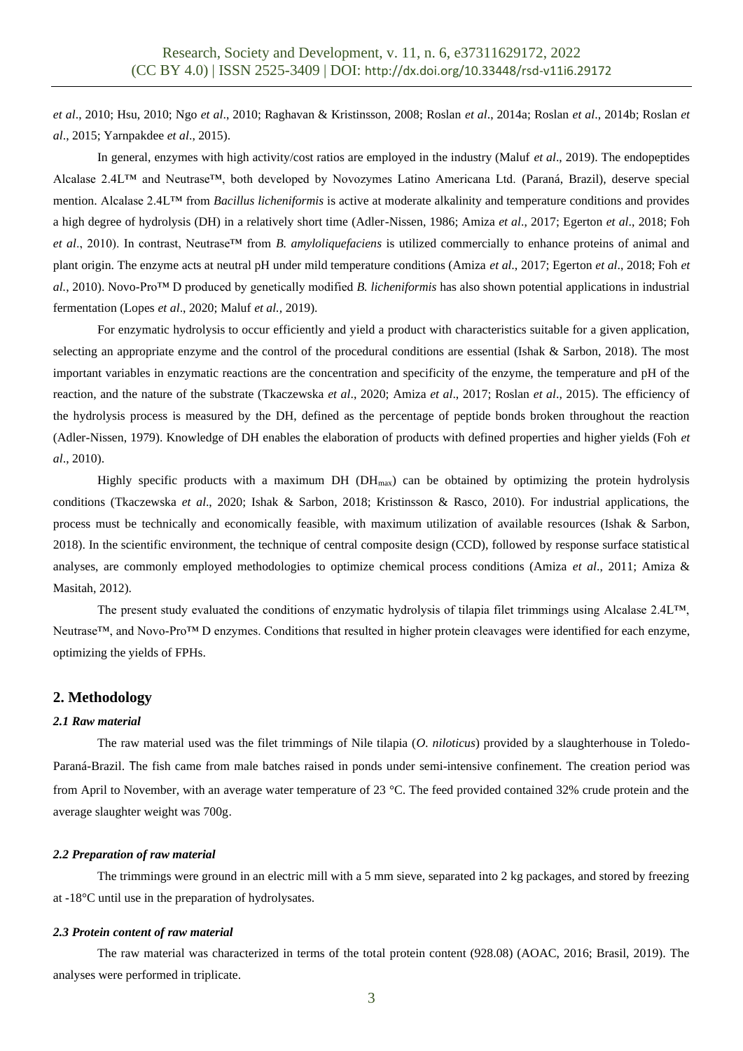*et al*., 2010; Hsu, 2010; Ngo *et al*., 2010; Raghavan & Kristinsson, 2008; Roslan *et al*., 2014a; Roslan *et al*., 2014b; Roslan *et al*., 2015; Yarnpakdee *et al*., 2015).

In general, enzymes with high activity/cost ratios are employed in the industry (Maluf *et al*., 2019). The endopeptides Alcalase 2.4L™ and Neutrase™, both developed by Novozymes Latino Americana Ltd. (Paraná, Brazil), deserve special mention. Alcalase 2.4L™ from *Bacillus licheniformis* is active at moderate alkalinity and temperature conditions and provides a high degree of hydrolysis (DH) in a relatively short time (Adler-Nissen, 1986; Amiza *et al*., 2017; Egerton *et al*., 2018; Foh *et al*., 2010). In contrast, Neutrase™ from *B. amyloliquefaciens* is utilized commercially to enhance proteins of animal and plant origin. The enzyme acts at neutral pH under mild temperature conditions (Amiza *et al*., 2017; Egerton *et al*., 2018; Foh *et al.*, 2010). Novo-Pro™ D produced by genetically modified *B. licheniformis* has also shown potential applications in industrial fermentation (Lopes *et al*., 2020; Maluf *et al.*, 2019).

For enzymatic hydrolysis to occur efficiently and yield a product with characteristics suitable for a given application, selecting an appropriate enzyme and the control of the procedural conditions are essential (Ishak & Sarbon, 2018). The most important variables in enzymatic reactions are the concentration and specificity of the enzyme, the temperature and pH of the reaction, and the nature of the substrate (Tkaczewska *et al*., 2020; Amiza *et al*., 2017; Roslan *et al*., 2015). The efficiency of the hydrolysis process is measured by the DH, defined as the percentage of peptide bonds broken throughout the reaction (Adler-Nissen, 1979). Knowledge of DH enables the elaboration of products with defined properties and higher yields (Foh *et al*., 2010).

Highly specific products with a maximum DH ($DH_{max}$) can be obtained by optimizing the protein hydrolysis conditions (Tkaczewska *et al*., 2020; Ishak & Sarbon, 2018; Kristinsson & Rasco, 2010). For industrial applications, the process must be technically and economically feasible, with maximum utilization of available resources (Ishak & Sarbon, 2018). In the scientific environment, the technique of central composite design (CCD), followed by response surface statistical analyses, are commonly employed methodologies to optimize chemical process conditions (Amiza *et al*., 2011; Amiza & Masitah, 2012).

The present study evaluated the conditions of enzymatic hydrolysis of tilapia filet trimmings using Alcalase 2.4L™, Neutrase™, and Novo-Pro™ D enzymes. Conditions that resulted in higher protein cleavages were identified for each enzyme, optimizing the yields of FPHs.

## 2. Methodology

### *2.1 Raw material*

The raw material used was the filet trimmings of Nile tilapia (*O. niloticus*) provided by a slaughterhouse in Toledo-Paraná-Brazil. The fish came from male batches raised in ponds under semi-intensive confinement. The creation period was from April to November, with an average water temperature of 23 °C. The feed provided contained 32% crude protein and the average slaughter weight was 700g.

### *2.2 Preparation of raw material*

The trimmings were ground in an electric mill with a 5 mm sieve, separated into 2 kg packages, and stored by freezing at -18°C until use in the preparation of hydrolysates.

### *2.3 Protein content of raw material*

The raw material was characterized in terms of the total protein content (928.08) (AOAC, 2016; Brasil, 2019). The analyses were performed in triplicate.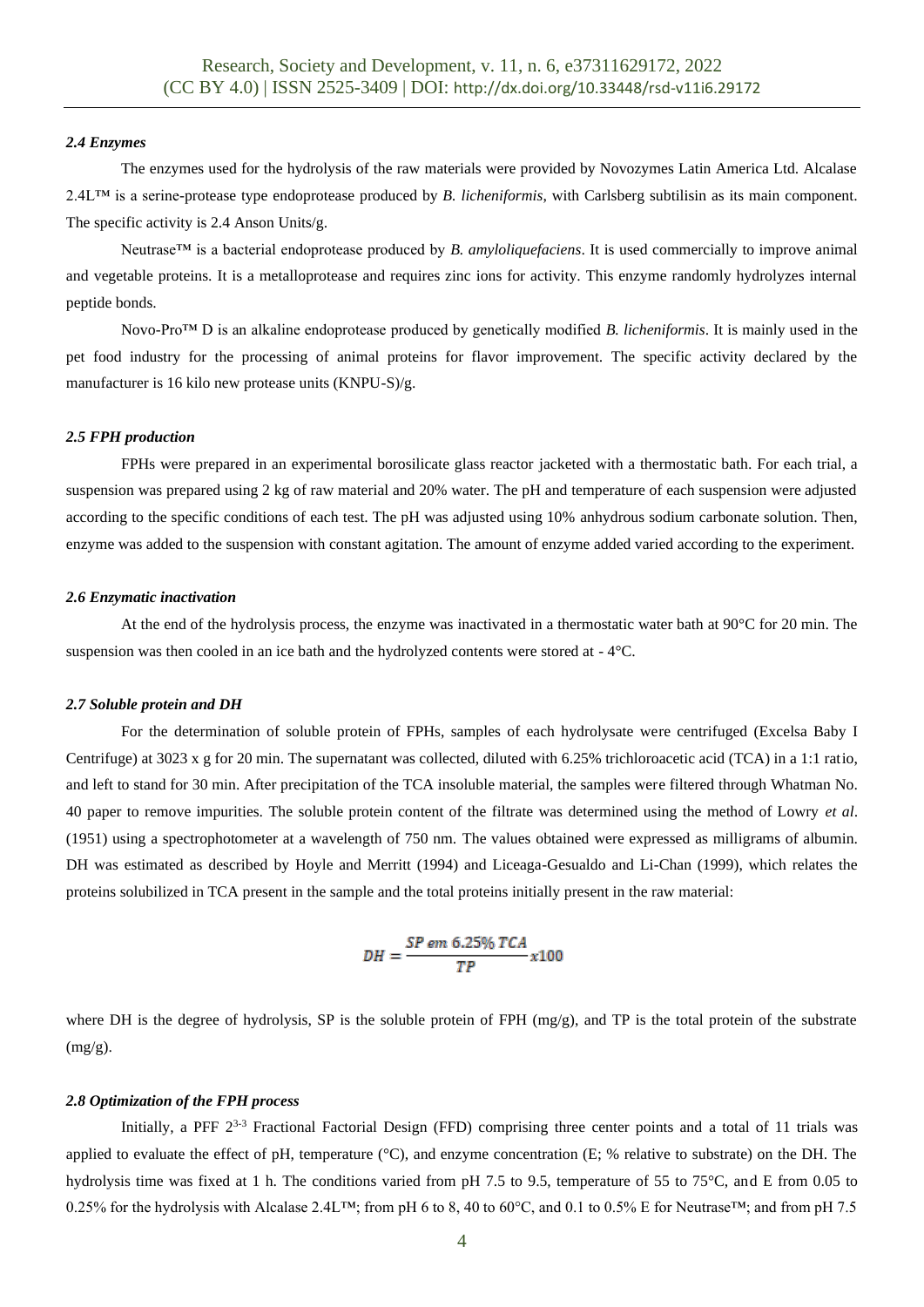### *2.4 Enzymes*

The enzymes used for the hydrolysis of the raw materials were provided by Novozymes Latin America Ltd. Alcalase 2.4L™ is a serine-protease type endoprotease produced by *B. licheniformis*, with Carlsberg subtilisin as its main component. The specific activity is 2.4 Anson Units/g.

Neutrase™ is a bacterial endoprotease produced by *B. amyloliquefaciens*. It is used commercially to improve animal and vegetable proteins. It is a metalloprotease and requires zinc ions for activity. This enzyme randomly hydrolyzes internal peptide bonds.

Novo-Pro™ D is an alkaline endoprotease produced by genetically modified *B. licheniformis*. It is mainly used in the pet food industry for the processing of animal proteins for flavor improvement. The specific activity declared by the manufacturer is 16 kilo new protease units (KNPU-S)/g.

### *2.5 FPH production*

FPHs were prepared in an experimental borosilicate glass reactor jacketed with a thermostatic bath. For each trial, a suspension was prepared using 2 kg of raw material and 20% water. The pH and temperature of each suspension were adjusted according to the specific conditions of each test. The pH was adjusted using 10% anhydrous sodium carbonate solution. Then, enzyme was added to the suspension with constant agitation. The amount of enzyme added varied according to the experiment.

### *2.6 Enzymatic inactivation*

At the end of the hydrolysis process, the enzyme was inactivated in a thermostatic water bath at 90°C for 20 min. The suspension was then cooled in an ice bath and the hydrolyzed contents were stored at - 4°C.

### *2.7 Soluble protein and DH*

For the determination of soluble protein of FPHs, samples of each hydrolysate were centrifuged (Excelsa Baby I Centrifuge) at 3023 x g for 20 min. The supernatant was collected, diluted with 6.25% trichloroacetic acid (TCA) in a 1:1 ratio, and left to stand for 30 min. After precipitation of the TCA insoluble material, the samples were filtered through Whatman No. 40 paper to remove impurities. The soluble protein content of the filtrate was determined using the method of Lowry *et al*. (1951) using a spectrophotometer at a wavelength of 750 nm. The values obtained were expressed as milligrams of albumin. DH was estimated as described by Hoyle and Merritt (1994) and Liceaga-Gesualdo and Li-Chan (1999), which relates the proteins solubilized in TCA present in the sample and the total proteins initially present in the raw material:

$$DH = \frac{SP\ em\ 6.25\%\ TCA}{TP} x100$$

where DH is the degree of hydrolysis, SP is the soluble protein of FPH (mg/g), and TP is the total protein of the substrate (mg/g).

### *2.8 Optimization of the FPH process*

Initially, a PFF $2^{3-3}$ Fractional Factorial Design (FFD) comprising three center points and a total of 11 trials was applied to evaluate the effect of pH, temperature (°C), and enzyme concentration (E; % relative to substrate) on the DH. The hydrolysis time was fixed at 1 h. The conditions varied from pH 7.5 to 9.5, temperature of 55 to 75°C, and E from 0.05 to 0.25% for the hydrolysis with Alcalase 2.4L™; from pH 6 to 8, 40 to 60°C, and 0.1 to 0.5% E for Neutrase™; and from pH 7.5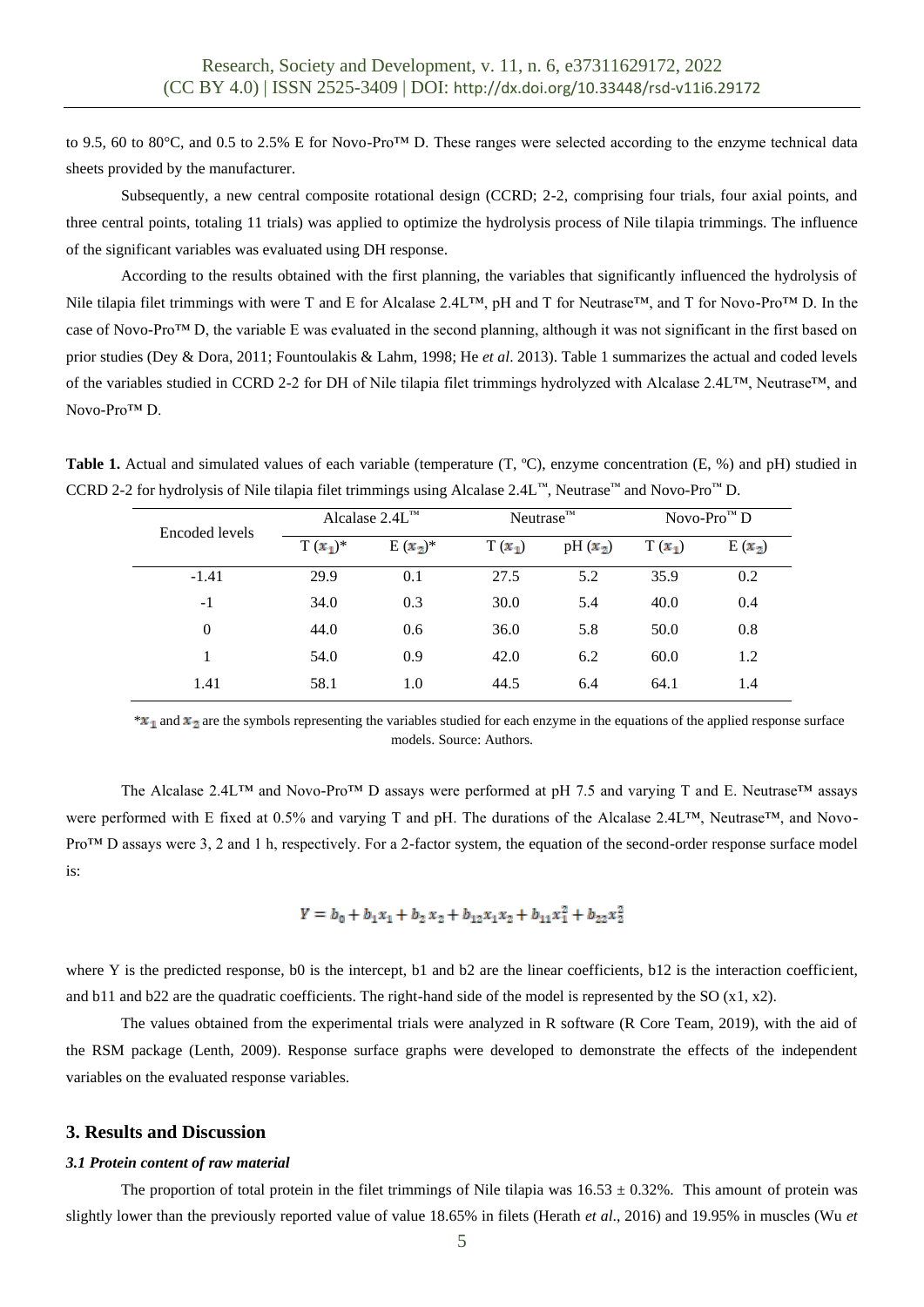to 9.5, 60 to 80°C, and 0.5 to 2.5% E for Novo-Pro™ D. These ranges were selected according to the enzyme technical data sheets provided by the manufacturer.

Subsequently, a new central composite rotational design (CCRD; 2-2, comprising four trials, four axial points, and three central points, totaling 11 trials) was applied to optimize the hydrolysis process of Nile tilapia trimmings. The influence of the significant variables was evaluated using DH response.

According to the results obtained with the first planning, the variables that significantly influenced the hydrolysis of Nile tilapia filet trimmings with were T and E for Alcalase 2.4L™, pH and T for Neutrase™, and T for Novo-Pro™ D. In the case of Novo-Pro™ D, the variable E was evaluated in the second planning, although it was not significant in the first based on prior studies (Dey & Dora, 2011; Fountoulakis & Lahm, 1998; He *et al*. 2013). Table 1 summarizes the actual and coded levels of the variables studied in CCRD 2-2 for DH of Nile tilapia filet trimmings hydrolyzed with Alcalase 2.4L™, Neutrase™, and Novo-Pro™ D.

**Table 1.** Actual and simulated values of each variable (temperature (T, ºC), enzyme concentration (E, %) and pH) studied in CCRD 2-2 for hydrolysis of Nile tilapia filet trimmings using Alcalase 2.4L™, Neutrase™ and Novo-Pro™ D.

| Encoded levels | Alcalase 2.4L™ | | Neutrase™ | | Novo-Pro™ D | |
|---|---|---|---|---|---|---|
| | T ($x_1$)* | E ($x_2$)* | T ($x_1$) | pH ($x_2$) | T ($x_1$) | E ($x_2$) |
| -1.41 | 29.9 | 0.1 | 27.5 | 5.2 | 35.9 | 0.2 |
| -1 | 34.0 | 0.3 | 30.0 | 5.4 | 40.0 | 0.4 |
| 0 | 44.0 | 0.6 | 36.0 | 5.8 | 50.0 | 0.8 |
| 1 | 54.0 | 0.9 | 42.0 | 6.2 | 60.0 | 1.2 |
| 1.41 | 58.1 | 1.0 | 44.5 | 6.4 | 64.1 | 1.4 |

*$x_1$ and $x_2$ are the symbols representing the variables studied for each enzyme in the equations of the applied response surface models. Source: Authors.

The Alcalase 2.4L™ and Novo-Pro™ D assays were performed at pH 7.5 and varying T and E. Neutrase™ assays were performed with E fixed at 0.5% and varying T and pH. The durations of the Alcalase 2.4L™, Neutrase™, and Novo-Pro™ D assays were 3, 2 and 1 h, respectively. For a 2-factor system, the equation of the second-order response surface model is:

$$Y = b_0 + b_1x_1 + b_2x_2 + b_{12}x_1x_2 + b_{11}x_1^2 + b_{22}x_2^2$$

where Y is the predicted response, b0 is the intercept, b1 and b2 are the linear coefficients, b12 is the interaction coefficient, and b11 and b22 are the quadratic coefficients. The right-hand side of the model is represented by the SO (x1, x2).

The values obtained from the experimental trials were analyzed in R software (R Core Team, 2019), with the aid of the RSM package (Lenth, 2009). Response surface graphs were developed to demonstrate the effects of the independent variables on the evaluated response variables.

## 3. Results and Discussion

### *3.1 Protein content of raw material*

The proportion of total protein in the filet trimmings of Nile tilapia was 16.53 ± 0.32%. This amount of protein was slightly lower than the previously reported value of value 18.65% in filets (Herath *et al*., 2016) and 19.95% in muscles (Wu *et*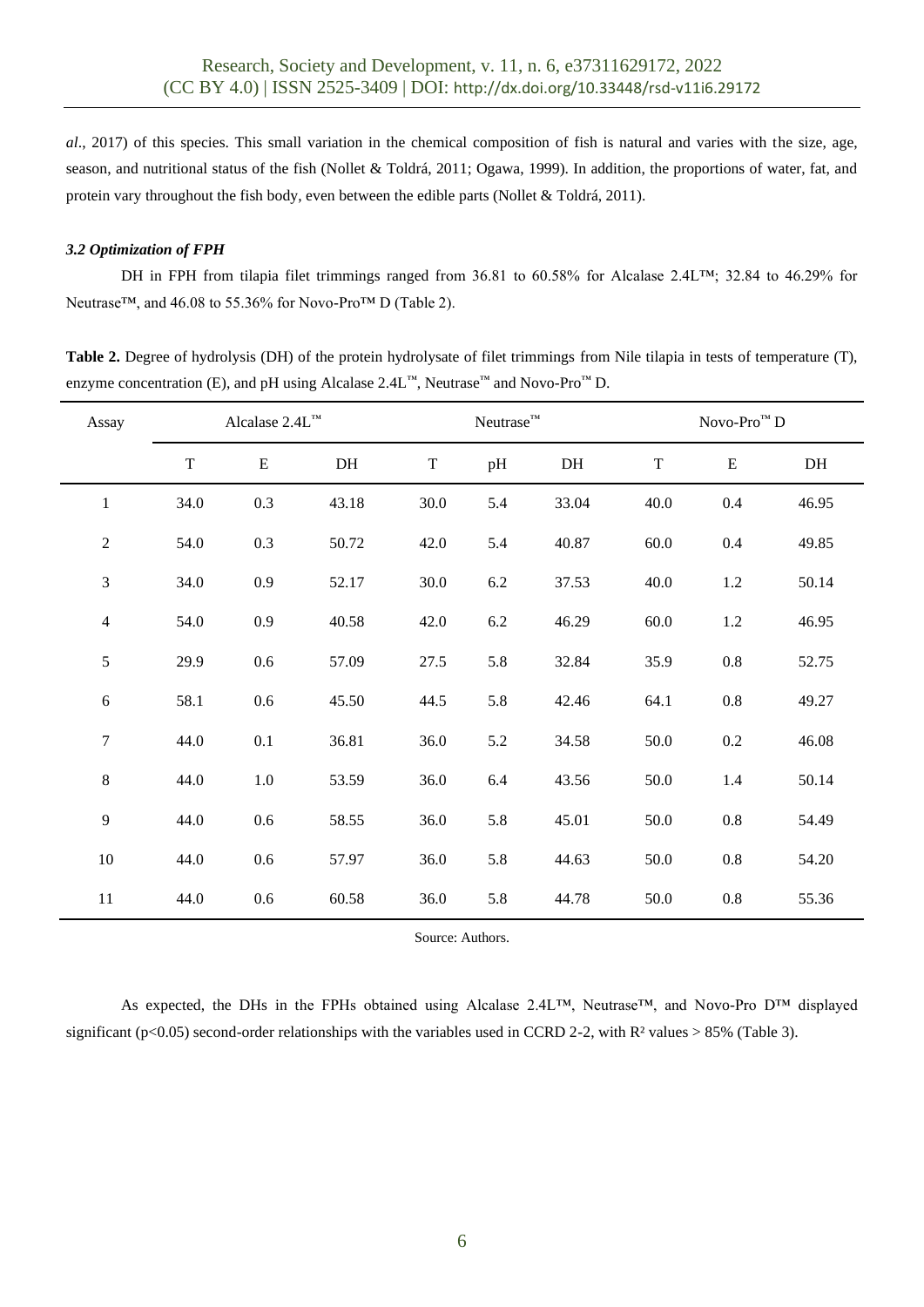*al*., 2017) of this species. This small variation in the chemical composition of fish is natural and varies with the size, age, season, and nutritional status of the fish (Nollet & Toldrá, 2011; Ogawa, 1999). In addition, the proportions of water, fat, and protein vary throughout the fish body, even between the edible parts (Nollet & Toldrá, 2011).

### *3.2 Optimization of FPH*

DH in FPH from tilapia filet trimmings ranged from 36.81 to 60.58% for Alcalase 2.4L™; 32.84 to 46.29% for Neutrase™, and 46.08 to 55.36% for Novo-Pro™ D (Table 2).

**Table 2.** Degree of hydrolysis (DH) of the protein hydrolysate of filet trimmings from Nile tilapia in tests of temperature (T), enzyme concentration (E), and pH using Alcalase 2.4L™, Neutrase™ and Novo-Pro™ D.

| Assay | Alcalase 2.4L™ | | | Neutrase™ | | | Novo-Pro™ D | | |
|---|---|---|---|---|---|---|---|---|---|
| | T | E | DH | T | pH | DH | T | E | DH |
| 1 | 34.0 | 0.3 | 43.18 | 30.0 | 5.4 | 33.04 | 40.0 | 0.4 | 46.95 |
| 2 | 54.0 | 0.3 | 50.72 | 42.0 | 5.4 | 40.87 | 60.0 | 0.4 | 49.85 |
| 3 | 34.0 | 0.9 | 52.17 | 30.0 | 6.2 | 37.53 | 40.0 | 1.2 | 50.14 |
| 4 | 54.0 | 0.9 | 40.58 | 42.0 | 6.2 | 46.29 | 60.0 | 1.2 | 46.95 |
| 5 | 29.9 | 0.6 | 57.09 | 27.5 | 5.8 | 32.84 | 35.9 | 0.8 | 52.75 |
| 6 | 58.1 | 0.6 | 45.50 | 44.5 | 5.8 | 42.46 | 64.1 | 0.8 | 49.27 |
| 7 | 44.0 | 0.1 | 36.81 | 36.0 | 5.2 | 34.58 | 50.0 | 0.2 | 46.08 |
| 8 | 44.0 | 1.0 | 53.59 | 36.0 | 6.4 | 43.56 | 50.0 | 1.4 | 50.14 |
| 9 | 44.0 | 0.6 | 58.55 | 36.0 | 5.8 | 45.01 | 50.0 | 0.8 | 54.49 |
| 10 | 44.0 | 0.6 | 57.97 | 36.0 | 5.8 | 44.63 | 50.0 | 0.8 | 54.20 |
| 11 | 44.0 | 0.6 | 60.58 | 36.0 | 5.8 | 44.78 | 50.0 | 0.8 | 55.36 |

Source: Authors.

As expected, the DHs in the FPHs obtained using Alcalase 2.4L™, Neutrase™, and Novo-Pro D™ displayed significant ($p<0.05$) second-order relationships with the variables used in CCRD 2-2, with $R^2$ values > 85% (Table 3).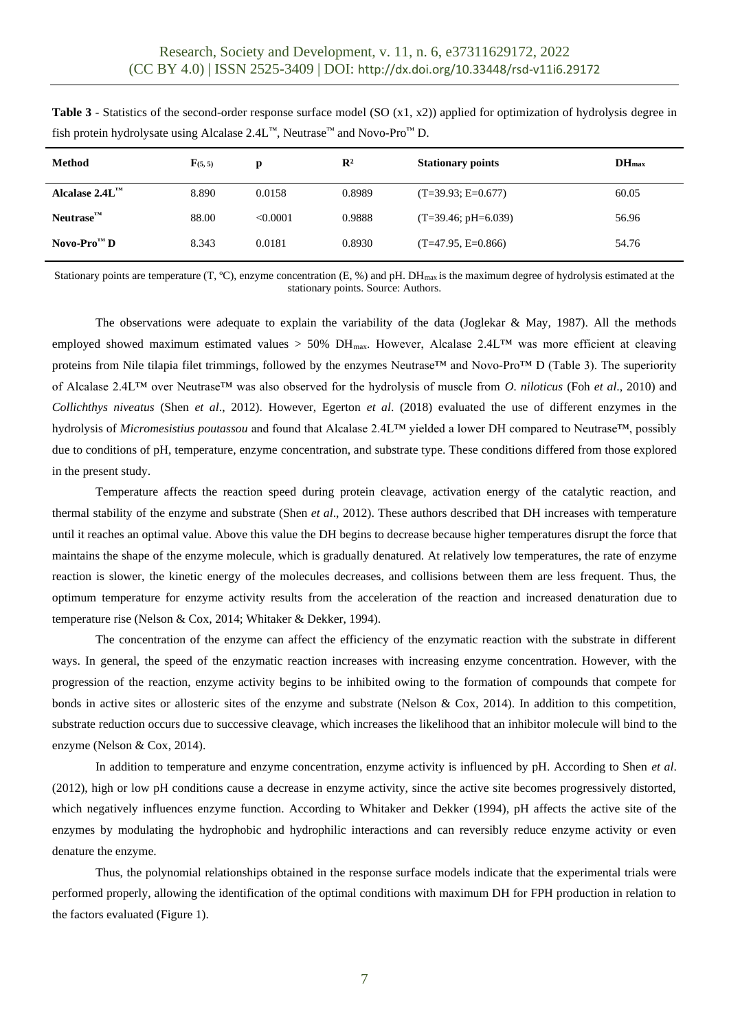**Table 3** - Statistics of the second-order response surface model (SO (x1, x2)) applied for optimization of hydrolysis degree in fish protein hydrolysate using Alcalase 2.4L™, Neutrase™ and Novo-Pro™ D.

| Method | $F_{(5, 5)}$ | p | $R^2$ | Stationary points | $DH_{max}$ |
|---|---|---|---|---|---|
| **Alcalase 2.4L™** | 8.890 | 0.0158 | 0.8989 | (T=39.93; E=0.677) | 60.05 |
| **Neutrase™** | 88.00 | <0.0001 | 0.9888 | (T=39.46; pH=6.039) | 56.96 |
| **Novo-Pro™ D** | 8.343 | 0.0181 | 0.8930 | (T=47.95, E=0.866) | 54.76 |

Stationary points are temperature (T, ºC), enzyme concentration (E, %) and pH. $DH_{max}$ is the maximum degree of hydrolysis estimated at the stationary points. Source: Authors.

The observations were adequate to explain the variability of the data (Joglekar & May, 1987). All the methods employed showed maximum estimated values > 50% $DH_{max}$. However, Alcalase 2.4L™ was more efficient at cleaving proteins from Nile tilapia filet trimmings, followed by the enzymes Neutrase™ and Novo-Pro™ D (Table 3). The superiority of Alcalase 2.4L™ over Neutrase™ was also observed for the hydrolysis of muscle from *O. niloticus* (Foh *et al*., 2010) and *Collichthys niveatus* (Shen *et al*., 2012). However, Egerton *et al*. (2018) evaluated the use of different enzymes in the hydrolysis of *Micromesistius poutassou* and found that Alcalase 2.4L™ yielded a lower DH compared to Neutrase™, possibly due to conditions of pH, temperature, enzyme concentration, and substrate type. These conditions differed from those explored in the present study.

Temperature affects the reaction speed during protein cleavage, activation energy of the catalytic reaction, and thermal stability of the enzyme and substrate (Shen *et al*., 2012). These authors described that DH increases with temperature until it reaches an optimal value. Above this value the DH begins to decrease because higher temperatures disrupt the force that maintains the shape of the enzyme molecule, which is gradually denatured. At relatively low temperatures, the rate of enzyme reaction is slower, the kinetic energy of the molecules decreases, and collisions between them are less frequent. Thus, the optimum temperature for enzyme activity results from the acceleration of the reaction and increased denaturation due to temperature rise (Nelson & Cox, 2014; Whitaker & Dekker, 1994).

The concentration of the enzyme can affect the efficiency of the enzymatic reaction with the substrate in different ways. In general, the speed of the enzymatic reaction increases with increasing enzyme concentration. However, with the progression of the reaction, enzyme activity begins to be inhibited owing to the formation of compounds that compete for bonds in active sites or allosteric sites of the enzyme and substrate (Nelson & Cox, 2014). In addition to this competition, substrate reduction occurs due to successive cleavage, which increases the likelihood that an inhibitor molecule will bind to the enzyme (Nelson & Cox, 2014).

In addition to temperature and enzyme concentration, enzyme activity is influenced by pH. According to Shen *et al*. (2012), high or low pH conditions cause a decrease in enzyme activity, since the active site becomes progressively distorted, which negatively influences enzyme function. According to Whitaker and Dekker (1994), pH affects the active site of the enzymes by modulating the hydrophobic and hydrophilic interactions and can reversibly reduce enzyme activity or even denature the enzyme.

Thus, the polynomial relationships obtained in the response surface models indicate that the experimental trials were performed properly, allowing the identification of the optimal conditions with maximum DH for FPH production in relation to the factors evaluated (Figure 1).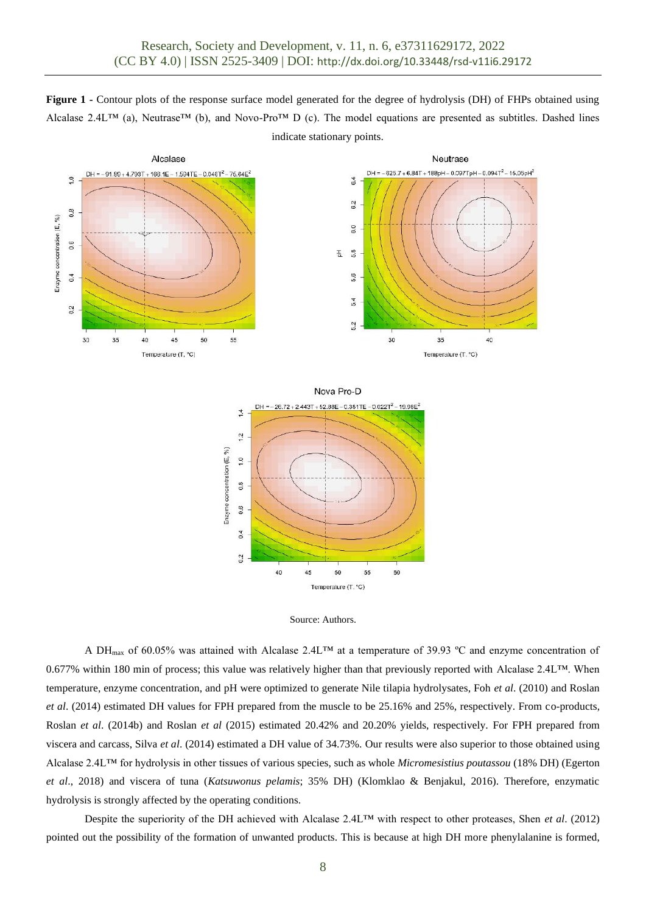**Figure 1** - Contour plots of the response surface model generated for the degree of hydrolysis (DH) of FHPs obtained using Alcalase 2.4L™ (a), Neutrase™ (b), and Novo-Pro™ D (c). The model equations are presented as subtitles. Dashed lines indicate stationary points.

Source: Authors.

A $DH_{max}$ of 60.05% was attained with Alcalase 2.4L™ at a temperature of 39.93 ºC and enzyme concentration of 0.677% within 180 min of process; this value was relatively higher than that previously reported with Alcalase 2.4L™. When temperature, enzyme concentration, and pH were optimized to generate Nile tilapia hydrolysates, Foh *et al*. (2010) and Roslan *et al*. (2014) estimated DH values for FPH prepared from the muscle to be 25.16% and 25%, respectively. From co-products, Roslan *et al*. (2014b) and Roslan *et al* (2015) estimated 20.42% and 20.20% yields, respectively. For FPH prepared from viscera and carcass, Silva *et al*. (2014) estimated a DH value of 34.73%. Our results were also superior to those obtained using Alcalase 2.4L™ for hydrolysis in other tissues of various species, such as whole *Micromesistius poutassou* (18% DH) (Egerton *et al*., 2018) and viscera of tuna (*Katsuwonus pelamis*; 35% DH) (Klomklao & Benjakul, 2016). Therefore, enzymatic hydrolysis is strongly affected by the operating conditions.

Despite the superiority of the DH achieved with Alcalase 2.4L™ with respect to other proteases, Shen *et al*. (2012) pointed out the possibility of the formation of unwanted products. This is because at high DH more phenylalanine is formed,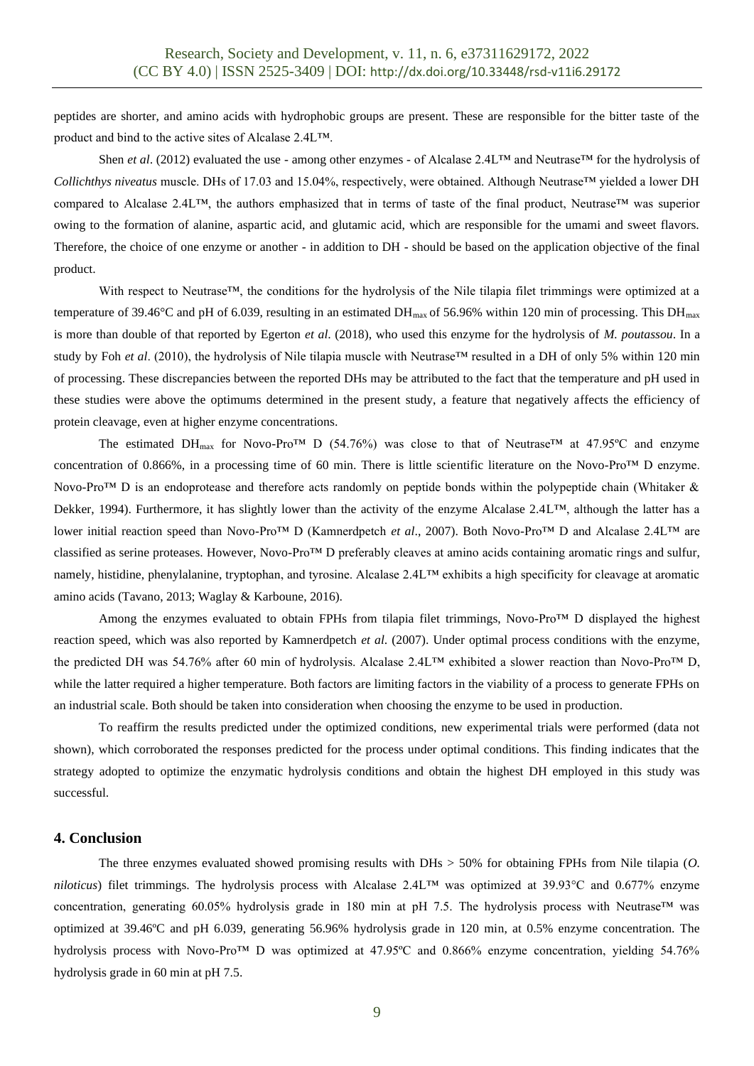peptides are shorter, and amino acids with hydrophobic groups are present. These are responsible for the bitter taste of the product and bind to the active sites of Alcalase 2.4L™.

Shen *et al*. (2012) evaluated the use - among other enzymes - of Alcalase 2.4L™ and Neutrase™ for the hydrolysis of *Collichthys niveatus* muscle. DHs of 17.03 and 15.04%, respectively, were obtained. Although Neutrase™ yielded a lower DH compared to Alcalase 2.4L™, the authors emphasized that in terms of taste of the final product, Neutrase™ was superior owing to the formation of alanine, aspartic acid, and glutamic acid, which are responsible for the umami and sweet flavors. Therefore, the choice of one enzyme or another - in addition to DH - should be based on the application objective of the final product.

With respect to Neutrase™, the conditions for the hydrolysis of the Nile tilapia filet trimmings were optimized at a temperature of 39.46°C and pH of 6.039, resulting in an estimated $DH_{max}$ of 56.96% within 120 min of processing. This $DH_{max}$ is more than double of that reported by Egerton *et al*. (2018), who used this enzyme for the hydrolysis of *M. poutassou*. In a study by Foh *et al*. (2010), the hydrolysis of Nile tilapia muscle with Neutrase™ resulted in a DH of only 5% within 120 min of processing. These discrepancies between the reported DHs may be attributed to the fact that the temperature and pH used in these studies were above the optimums determined in the present study, a feature that negatively affects the efficiency of protein cleavage, even at higher enzyme concentrations.

The estimated $DH_{max}$ for Novo-Pro™ D (54.76%) was close to that of Neutrase™ at 47.95ºC and enzyme concentration of 0.866%, in a processing time of 60 min. There is little scientific literature on the Novo-Pro™ D enzyme. Novo-Pro™ D is an endoprotease and therefore acts randomly on peptide bonds within the polypeptide chain (Whitaker & Dekker, 1994). Furthermore, it has slightly lower than the activity of the enzyme Alcalase 2.4L™, although the latter has a lower initial reaction speed than Novo-Pro™ D (Kamnerdpetch *et al*., 2007). Both Novo-Pro™ D and Alcalase 2.4L™ are classified as serine proteases. However, Novo-Pro™ D preferably cleaves at amino acids containing aromatic rings and sulfur, namely, histidine, phenylalanine, tryptophan, and tyrosine. Alcalase 2.4L™ exhibits a high specificity for cleavage at aromatic amino acids (Tavano, 2013; Waglay & Karboune, 2016).

Among the enzymes evaluated to obtain FPHs from tilapia filet trimmings, Novo-Pro™ D displayed the highest reaction speed, which was also reported by Kamnerdpetch *et al*. (2007). Under optimal process conditions with the enzyme, the predicted DH was 54.76% after 60 min of hydrolysis. Alcalase 2.4L™ exhibited a slower reaction than Novo-Pro™ D, while the latter required a higher temperature. Both factors are limiting factors in the viability of a process to generate FPHs on an industrial scale. Both should be taken into consideration when choosing the enzyme to be used in production.

To reaffirm the results predicted under the optimized conditions, new experimental trials were performed (data not shown), which corroborated the responses predicted for the process under optimal conditions. This finding indicates that the strategy adopted to optimize the enzymatic hydrolysis conditions and obtain the highest DH employed in this study was successful.

## 4. Conclusion

The three enzymes evaluated showed promising results with DHs > 50% for obtaining FPHs from Nile tilapia (*O. niloticus*) filet trimmings. The hydrolysis process with Alcalase 2.4L™ was optimized at 39.93°C and 0.677% enzyme concentration, generating 60.05% hydrolysis grade in 180 min at pH 7.5. The hydrolysis process with Neutrase™ was optimized at 39.46ºC and pH 6.039, generating 56.96% hydrolysis grade in 120 min, at 0.5% enzyme concentration. The hydrolysis process with Novo-Pro™ D was optimized at 47.95ºC and 0.866% enzyme concentration, yielding 54.76% hydrolysis grade in 60 min at pH 7.5.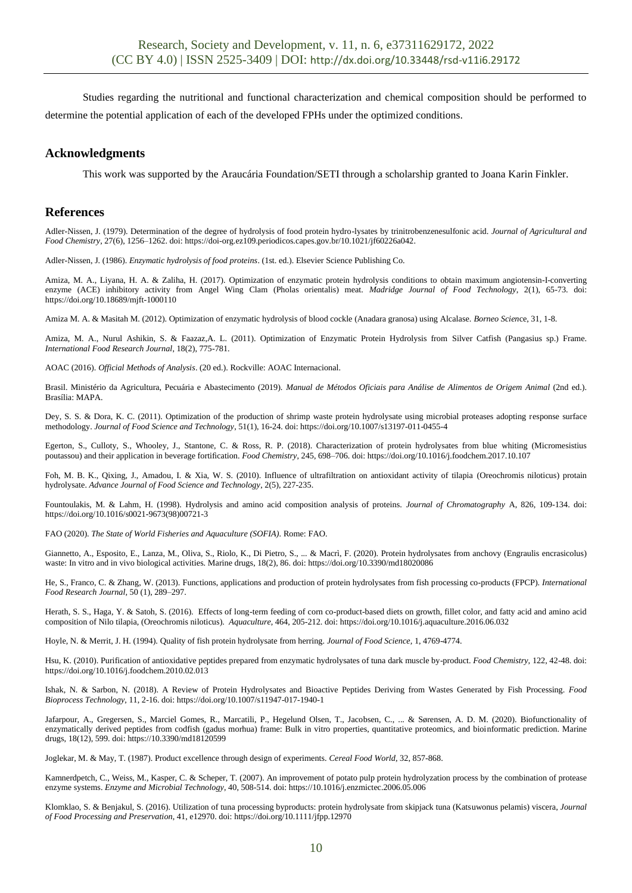Studies regarding the nutritional and functional characterization and chemical composition should be performed to determine the potential application of each of the developed FPHs under the optimized conditions.

## Acknowledgments

This work was supported by the Araucária Foundation/SETI through a scholarship granted to Joana Karin Finkler.

## References

Adler-Nissen, J. (1979). Determination of the degree of hydrolysis of food protein hydro-lysates by trinitrobenzenesulfonic acid. *Journal of Agricultural and Food Chemistry*, 27(6), 1256–1262. doi: https://doi-org.ez109.periodicos.capes.gov.br/10.1021/jf60226a042.

Adler-Nissen, J. (1986). *Enzymatic hydrolysis of food proteins*. (1st. ed.). Elsevier Science Publishing Co.

Amiza, M. A., Liyana, H. A. & Zaliha, H. (2017). Optimization of enzymatic protein hydrolysis conditions to obtain maximum angiotensin-I-converting enzyme (ACE) inhibitory activity from Angel Wing Clam (Pholas orientalis) meat. *Madridge Journal of Food Technology*, 2(1), 65-73. doi: https://doi.org/10.18689/mjft-1000110

Amiza M. A. & Masitah M. (2012). Optimization of enzymatic hydrolysis of blood cockle (Anadara granosa) using Alcalase. *Borneo Science*, 31, 1-8.

Amiza, M. A., Nurul Ashikin, S. & Faazaz,A. L. (2011). Optimization of Enzymatic Protein Hydrolysis from Silver Catfish (Pangasius sp.) Frame. *International Food Research Journal*, 18(2), 775-781.

AOAC (2016). *Official Methods of Analysis*. (20 ed.). Rockville: AOAC Internacional.

Brasil. Ministério da Agricultura, Pecuária e Abastecimento (2019). *Manual de Métodos Oficiais para Análise de Alimentos de Origem Animal* (2nd ed.). Brasília: MAPA.

Dey, S. S. & Dora, K. C. (2011). Optimization of the production of shrimp waste protein hydrolysate using microbial proteases adopting response surface methodology. *Journal of Food Science and Technology*, 51(1), 16-24. doi: https://doi.org/10.1007/s13197-011-0455-4

Egerton, S., Culloty, S., Whooley, J., Stantone, C. & Ross, R. P. (2018). Characterization of protein hydrolysates from blue whiting (Micromesistius poutassou) and their application in beverage fortification. *Food Chemistry*, 245, 698–706. doi: https://doi.org/10.1016/j.foodchem.2017.10.107

Foh, M. B. K., Qixing, J., Amadou, I. & Xia, W. S. (2010). Influence of ultrafiltration on antioxidant activity of tilapia (Oreochromis niloticus) protain hydrolysate. *Advance Journal of Food Science and Technology*, 2(5), 227-235.

Fountoulakis, M. & Lahm, H. (1998). Hydrolysis and amino acid composition analysis of proteins. *Journal of Chromatography* A, 826, 109-134. doi: https://doi.org/10.1016/s0021-9673(98)00721-3

FAO (2020). *The State of World Fisheries and Aquaculture (SOFIA)*. Rome: FAO.

Giannetto, A., Esposito, E., Lanza, M., Oliva, S., Riolo, K., Di Pietro, S., ... & Macrì, F. (2020). Protein hydrolysates from anchovy (Engraulis encrasicolus) waste: In vitro and in vivo biological activities. Marine drugs, 18(2), 86. doi: https://doi.org/10.3390/md18020086

He, S., Franco, C. & Zhang, W. (2013). Functions, applications and production of protein hydrolysates from fish processing co-products (FPCP). *International Food Research Journal*, 50 (1), 289–297.

Herath, S. S., Haga, Y. & Satoh, S. (2016). Effects of long-term feeding of corn co-product-based diets on growth, fillet color, and fatty acid and amino acid composition of Nilo tilapia, (Oreochromis niloticus). *Aquaculture*, 464, 205-212. doi: https://doi.org/10.1016/j.aquaculture.2016.06.032

Hoyle, N. & Merrit, J. H. (1994). Quality of fish protein hydrolysate from herring. *Journal of Food Science*, 1, 4769-4774.

Hsu, K. (2010). Purification of antioxidative peptides prepared from enzymatic hydrolysates of tuna dark muscle by-product. *Food Chemistry*, 122, 42-48. doi: https://doi.org/10.1016/j.foodchem.2010.02.013

Ishak, N. & Sarbon, N. (2018). A Review of Protein Hydrolysates and Bioactive Peptides Deriving from Wastes Generated by Fish Processing. *Food Bioprocess Technology*, 11, 2-16. doi: https://doi.org/10.1007/s11947-017-1940-1

Jafarpour, A., Gregersen, S., Marciel Gomes, R., Marcatili, P., Hegelund Olsen, T., Jacobsen, C., ... & Sørensen, A. D. M. (2020). Biofunctionality of enzymatically derived peptides from codfish (gadus morhua) frame: Bulk in vitro properties, quantitative proteomics, and bioinformatic prediction. Marine drugs, 18(12), 599. doi: https://10.3390/md18120599

Joglekar, M. & May, T. (1987). Product excellence through design of experiments. *Cereal Food World*, 32, 857-868.

Kamnerdpetch, C., Weiss, M., Kasper, C. & Scheper, T. (2007). An improvement of potato pulp protein hydrolyzation process by the combination of protease enzyme systems. *Enzyme and Microbial Technology*, 40, 508-514. doi: https://10.1016/j.enzmictec.2006.05.006

Klomklao, S. & Benjakul, S. (2016). Utilization of tuna processing byproducts: protein hydrolysate from skipjack tuna (Katsuwonus pelamis) viscera, *Journal of Food Processing and Preservation*, 41, e12970. doi: https://doi.org/10.1111/jfpp.12970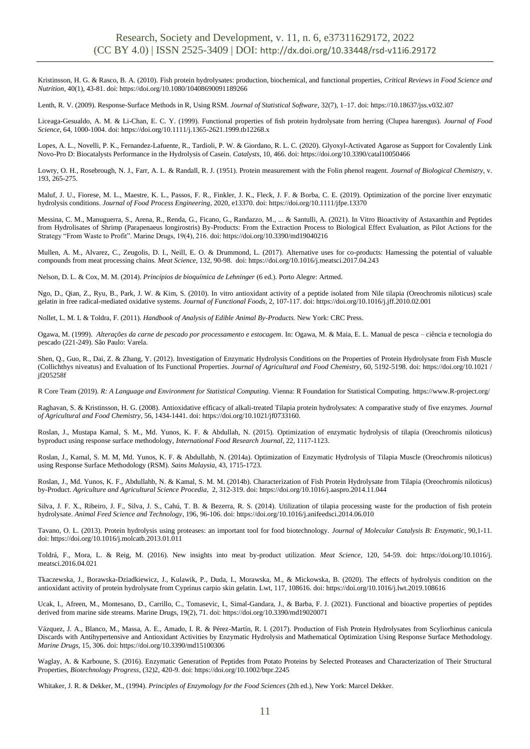Kristinsson, H. G. & Rasco, B. A. (2010). Fish protein hydrolysates: production, biochemical, and functional properties, *Critical Reviews in Food Science and Nutrition*, 40(1), 43-81. doi: https://doi.org/10.1080/10408690091189266

Lenth, R. V. (2009). Response-Surface Methods in R, Using RSM. *Journal of Statistical Software*, 32(7), 1–17. doi: https://10.18637/jss.v032.i07

Liceaga-Gesualdo, A. M. & Li-Chan, E. C. Y. (1999). Functional properties of fish protein hydrolysate from herring (Clupea harengus). *Journal of Food Science*, 64, 1000-1004. doi: https://doi.org/10.1111/j.1365-2621.1999.tb12268.x

Lopes, A. L., Novelli, P. K., Fernandez-Lafuente, R., Tardioli, P. W. & Giordano, R. L. C. (2020). Glyoxyl-Activated Agarose as Support for Covalently Link Novo-Pro D: Biocatalysts Performance in the Hydrolysis of Casein. *Catalysts*, 10, 466. doi: https://doi.org/10.3390/catal10050466

Lowry, O. H., Rosebrough, N. J., Farr, A. L. & Randall, R. J. (1951). Protein measurement with the Folin phenol reagent. *Journal of Biological Chemistry*, v. 193, 265-275.

Maluf, J. U., Fiorese, M. L., Maestre, K. L., Passos, F. R., Finkler, J. K., Fleck, J. F. & Borba, C. E. (2019). Optimization of the porcine liver enzymatic hydrolysis conditions. *Journal of Food Process Engineering*, 2020, e13370. doi: https://doi.org/10.1111/jfpe.13370

Messina, C. M., Manuguerra, S., Arena, R., Renda, G., Ficano, G., Randazzo, M., ... & Santulli, A. (2021). In Vitro Bioactivity of Astaxanthin and Peptides from Hydrolisates of Shrimp (Parapenaeus longirostris) By-Products: From the Extraction Process to Biological Effect Evaluation, as Pilot Actions for the Strategy "From Waste to Profit". Marine Drugs, 19(4), 216. doi: https://doi.org/10.3390/md19040216

Mullen, A. M., Alvarez, C., Zeugolis, D. I., Neill, E. O. & Drummond, L. (2017). Alternative uses for co-products: Harnessing the potential of valuable compounds from meat processing chains. *Meat Science*, 132, 90-98. doi: https://doi.org/10.1016/j.meatsci.2017.04.243

Nelson, D. L. & Cox, M. M. (2014). *Princípios de bioquímica de Lehninger* (6 ed.). Porto Alegre: Artmed.

Ngo, D., Qian, Z., Ryu, B., Park, J. W. & Kim, S. (2010). In vitro antioxidant activity of a peptide isolated from Nile tilapia (Oreochromis niloticus) scale gelatin in free radical-mediated oxidative systems. *Journal of Functional Foods*, 2, 107-117. doi: https://doi.org/10.1016/j.jff.2010.02.001

Nollet, L. M. L & Toldra, F. (2011). *Handbook of Analysis of Edible Animal By-Products*. New York: CRC Press.

Ogawa, M. (1999). *Alterações da carne de pescado por processamento e estocagem*. In: Ogawa, M. & Maia, E. L. Manual de pesca – ciência e tecnologia do pescado (221-249). São Paulo: Varela.

Shen, Q., Guo, R., Dai, Z. & Zhang, Y. (2012). Investigation of Enzymatic Hydrolysis Conditions on the Properties of Protein Hydrolysate from Fish Muscle (Collichthys niveatus) and Evaluation of Its Functional Properties. *Journal of Agricultural and Food Chemistry*, 60, 5192-5198. doi: https://doi.org/10.1021 / jf205258f

R Core Team (2019). *R: A Language and Environment for Statistical Computing*. Vienna: R Foundation for Statistical Computing. https://www.R-project.org/

Raghavan, S. & Kristinsson, H. G. (2008). Antioxidative efficacy of alkali-treated Tilapia protein hydrolysates: A comparative study of five enzymes. *Journal of Agricultural and Food Chemistry*, 56, 1434-1441. doi: https://doi.org/10.1021/jf0733160.

Roslan, J., Mustapa Kamal, S. M., Md. Yunos, K. F. & Abdullah, N. (2015). Optimization of enzymatic hydrolysis of tilapia (Oreochromis niloticus) byproduct using response surface methodology, *International Food Research Journal*, 22, 1117-1123.

Roslan, J., Kamal, S. M. M, Md. Yunos, K. F. & Abdullahb, N. (2014a). Optimization of Enzymatic Hydrolysis of Tilapia Muscle (Oreochromis niloticus) using Response Surface Methodology (RSM). *Sains Malaysia*, 43, 1715-1723.

Roslan, J., Md. Yunos, K. F., Abdullahb, N. & Kamal, S. M. M. (2014b). Characterization of Fish Protein Hydrolysate from Tilapia (Oreochromis niloticus) by-Product. *Agriculture and Agricultural Science Procedia*, 2, 312-319. doi: https://doi.org/10.1016/j.aaspro.2014.11.044

Silva, J. F. X., Ribeiro, J. F., Silva, J. S., Cahú, T. B. & Bezerra, R. S. (2014). Utilization of tilapia processing waste for the production of fish protein hydrolysate. *Animal Feed Science and Technology*, 196, 96-106. doi: https://doi.org/10.1016/j.anifeedsci.2014.06.010

Tavano, O. L. (2013). Protein hydrolysis using proteases: an important tool for food biotechnology. *Journal of Molecular Catalysis B: Enzymatic*, 90,1-11. doi: https://doi.org/10.1016/j.molcatb.2013.01.011

Toldrá, F., Mora, L. & Reig, M. (2016). New insights into meat by-product utilization. *Meat Science*, 120, 54-59. doi: https://doi.org/10.1016/j. meatsci.2016.04.021

Tkaczewska, J., Borawska-Dziadkiewicz, J., Kulawik, P., Duda, I., Morawska, M., & Mickowska, B. (2020). The effects of hydrolysis condition on the antioxidant activity of protein hydrolysate from Cyprinus carpio skin gelatin. Lwt, 117, 108616. doi: https://doi.org/10.1016/j.lwt.2019.108616

Ucak, I., Afreen, M., Montesano, D., Carrillo, C., Tomasevic, I., Simal-Gandara, J., & Barba, F. J. (2021). Functional and bioactive properties of peptides derived from marine side streams. Marine Drugs, 19(2), 71. doi: https://doi.org/10.3390/md19020071

Vázquez, J. A., Blanco, M., Massa, A. E., Amado, I. R. & Pérez-Martín, R. I. (2017). Production of Fish Protein Hydrolysates from Scyliorhinus canicula Discards with Antihypertensive and Antioxidant Activities by Enzymatic Hydrolysis and Mathematical Optimization Using Response Surface Methodology. *Marine Drugs*, 15, 306. doi: https://doi.org/10.3390/md15100306

Waglay, A. & Karboune, S. (2016). Enzymatic Generation of Peptides from Potato Proteins by Selected Proteases and Characterization of Their Structural Properties, *Biotechnology Progress*, (32)2, 420-9. doi: https://doi.org/10.1002/btpr.2245

Whitaker, J. R. & Dekker, M., (1994). *Principles of Enzymology for the Food Sciences* (2th ed.), New York: Marcel Dekker.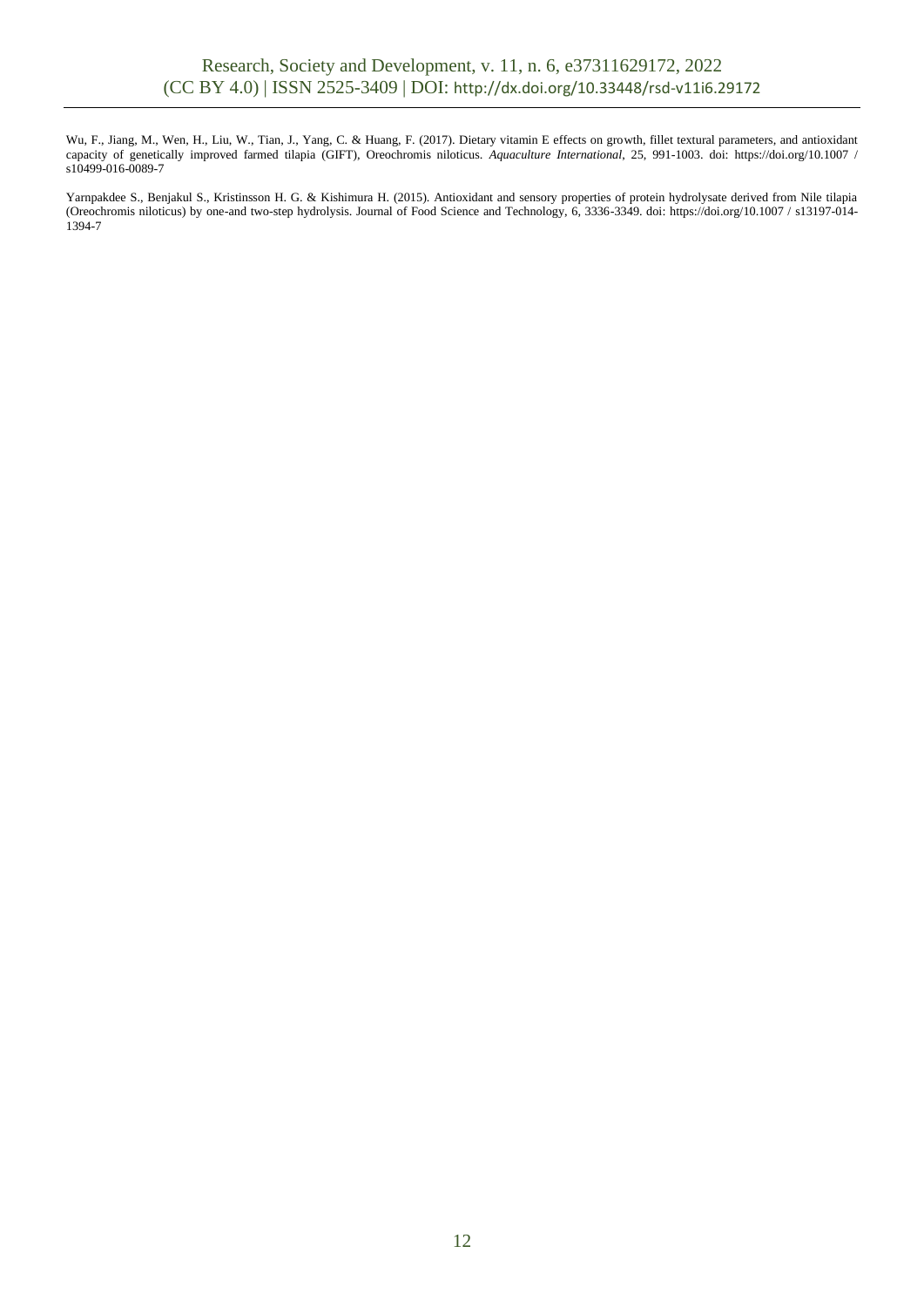Wu, F., Jiang, M., Wen, H., Liu, W., Tian, J., Yang, C. & Huang, F. (2017). Dietary vitamin E effects on growth, fillet textural parameters, and antioxidant capacity of genetically improved farmed tilapia (GIFT), Oreochromis niloticus. *Aquaculture International*, 25, 991-1003. doi: https://doi.org/10.1007 / s10499-016-0089-7

Yarnpakdee S., Benjakul S., Kristinsson H. G. & Kishimura H. (2015). Antioxidant and sensory properties of protein hydrolysate derived from Nile tilapia (Oreochromis niloticus) by one-and two-step hydrolysis. Journal of Food Science and Technology, 6, 3336-3349. doi: https://doi.org/10.1007 / s13197-014-1394-7